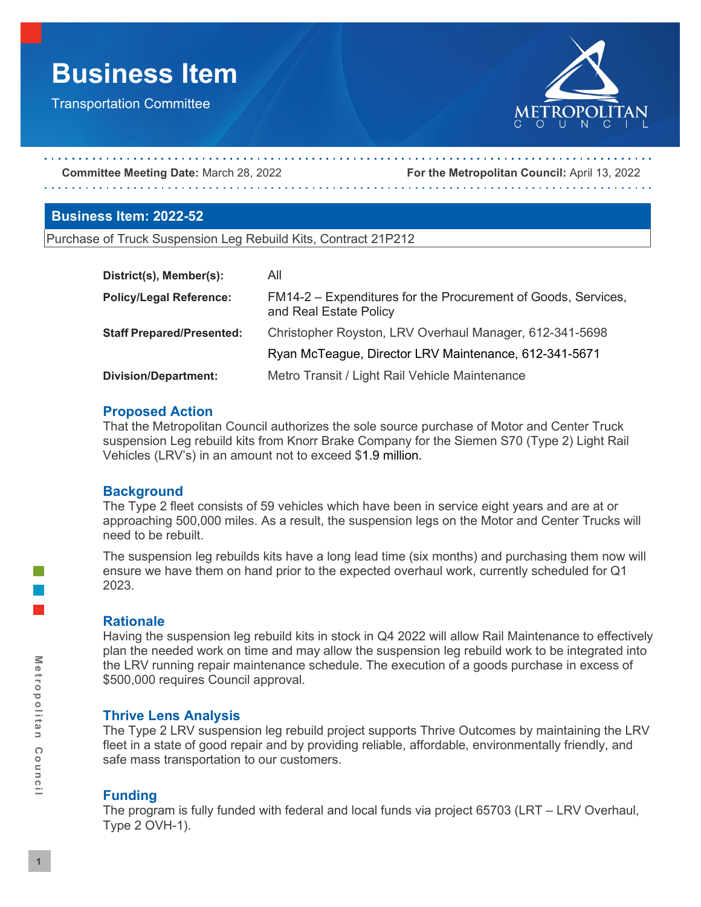# Business Item

Transportation Committee

**Committee Meeting Date:** March 28, 2022 **For the Metropolitan Council:** April 13, 2022

## Business Item: 2022-52

Purchase of Truck Suspension Leg Rebuild Kits, Contract 21P212

| | |
|---|---|
| **District(s), Member(s):** | All |
| **Policy/Legal Reference:** | FM14-2 – Expenditures for the Procurement of Goods, Services, and Real Estate Policy |
| **Staff Prepared/Presented:** | Christopher Royston, LRV Overhaul Manager, 612-341-5698 |
| | Ryan McTeague, Director LRV Maintenance, 612-341-5671 |
| **Division/Department:** | Metro Transit / Light Rail Vehicle Maintenance |

### Proposed Action

That the Metropolitan Council authorizes the sole source purchase of Motor and Center Truck suspension Leg rebuild kits from Knorr Brake Company for the Siemen S70 (Type 2) Light Rail Vehicles (LRV's) in an amount not to exceed $1.9 million.

### Background

The Type 2 fleet consists of 59 vehicles which have been in service eight years and are at or approaching 500,000 miles. As a result, the suspension legs on the Motor and Center Trucks will need to be rebuilt.

The suspension leg rebuilds kits have a long lead time (six months) and purchasing them now will ensure we have them on hand prior to the expected overhaul work, currently scheduled for Q1 2023.

### Rationale

Having the suspension leg rebuild kits in stock in Q4 2022 will allow Rail Maintenance to effectively plan the needed work on time and may allow the suspension leg rebuild work to be integrated into the LRV running repair maintenance schedule. The execution of a goods purchase in excess of $500,000 requires Council approval.

### Thrive Lens Analysis

The Type 2 LRV suspension leg rebuild project supports Thrive Outcomes by maintaining the LRV fleet in a state of good repair and by providing reliable, affordable, environmentally friendly, and safe mass transportation to our customers.

### Funding

The program is fully funded with federal and local funds via project 65703 (LRT – LRV Overhaul, Type 2 OVH-1).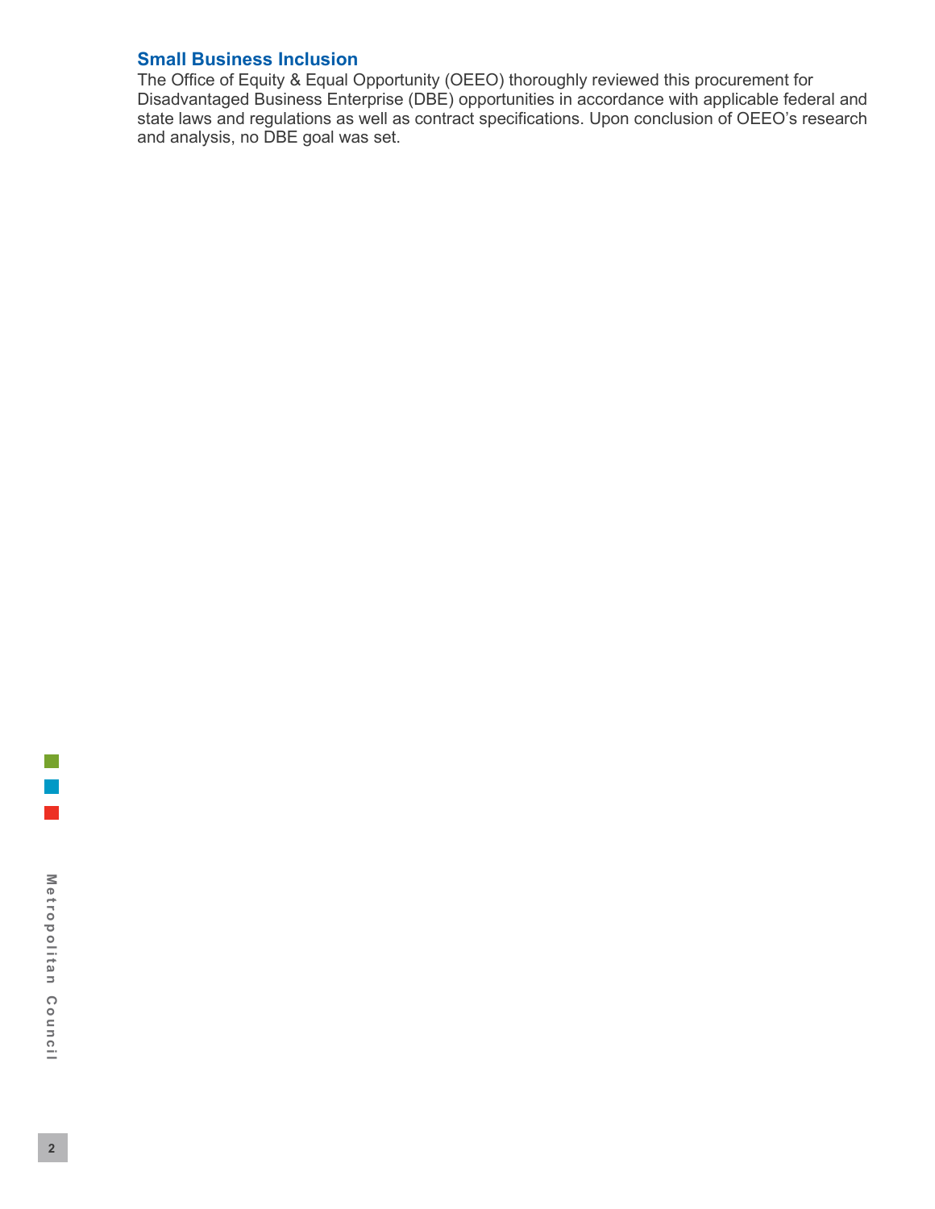## Small Business Inclusion

The Office of Equity & Equal Opportunity (OEEO) thoroughly reviewed this procurement for Disadvantaged Business Enterprise (DBE) opportunities in accordance with applicable federal and state laws and regulations as well as contract specifications. Upon conclusion of OEEO's research and analysis, no DBE goal was set.